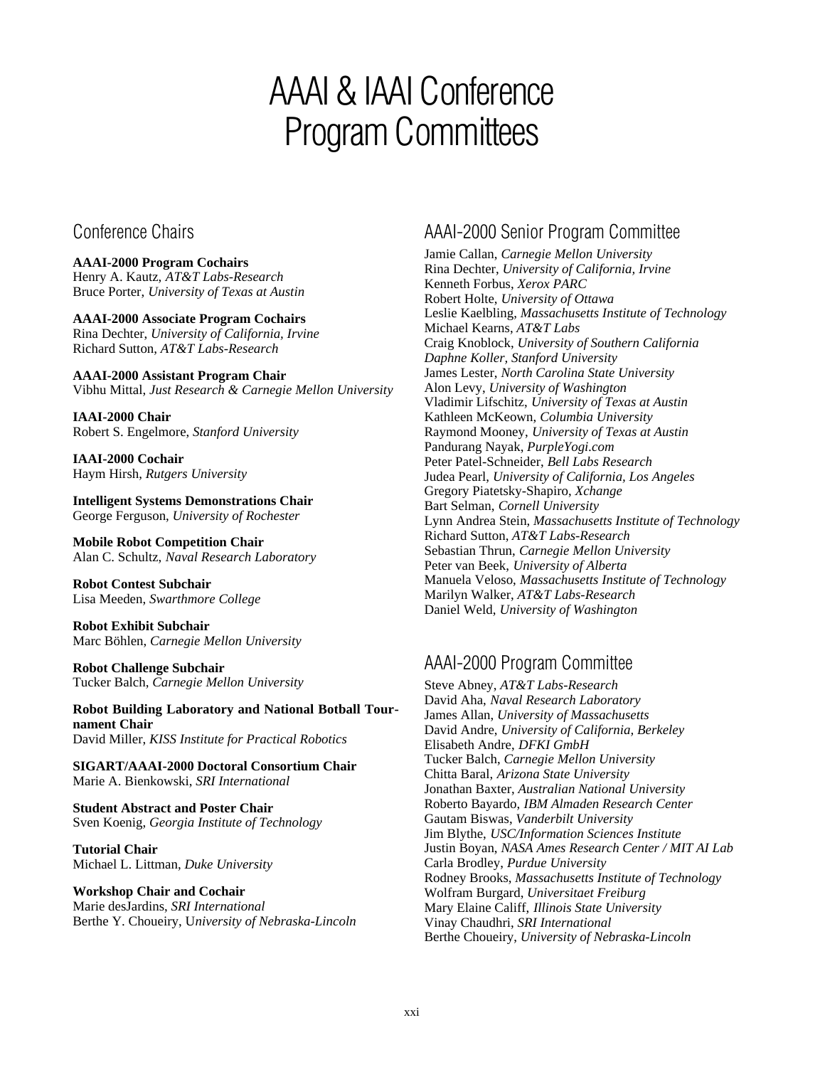# AAAI & IAAI Conference Program Committees

## Conference Chairs

**AAAI-2000 Program Cochairs**
Henry A. Kautz, *AT&T Labs-Research*
Bruce Porter, *University of Texas at Austin*

**AAAI-2000 Associate Program Cochairs**
Rina Dechter, *University of California, Irvine*
Richard Sutton, *AT&T Labs-Research*

**AAAI-2000 Assistant Program Chair**
Vibhu Mittal, *Just Research & Carnegie Mellon University*

**IAAI-2000 Chair**
Robert S. Engelmore, *Stanford University*

**IAAI-2000 Cochair**
Haym Hirsh, *Rutgers University*

**Intelligent Systems Demonstrations Chair**
George Ferguson, *University of Rochester*

**Mobile Robot Competition Chair**
Alan C. Schultz, *Naval Research Laboratory*

**Robot Contest Subchair**
Lisa Meeden, *Swarthmore College*

**Robot Exhibit Subchair**
Marc Böhlen, *Carnegie Mellon University*

**Robot Challenge Subchair**
Tucker Balch, *Carnegie Mellon University*

**Robot Building Laboratory and National Botball Tournament Chair**
David Miller, *KISS Institute for Practical Robotics*

**SIGART/AAAI-2000 Doctoral Consortium Chair**
Marie A. Bienkowski, *SRI International*

**Student Abstract and Poster Chair**
Sven Koenig, *Georgia Institute of Technology*

**Tutorial Chair**
Michael L. Littman, *Duke University*

**Workshop Chair and Cochair**
Marie desJardins, *SRI International*
Berthe Y. Choueiry, *University of Nebraska-Lincoln*

## AAAI-2000 Senior Program Committee

Jamie Callan, *Carnegie Mellon University*
Rina Dechter, *University of California, Irvine*
Kenneth Forbus, *Xerox PARC*
Robert Holte, *University of Ottawa*
Leslie Kaelbling, *Massachusetts Institute of Technology*
Michael Kearns, *AT&T Labs*
Craig Knoblock, *University of Southern California*
*Daphne Koller, Stanford University*
James Lester, *North Carolina State University*
Alon Levy, *University of Washington*
Vladimir Lifschitz, *University of Texas at Austin*
Kathleen McKeown, *Columbia University*
Raymond Mooney, *University of Texas at Austin*
Pandurang Nayak, *PurpleYogi.com*
Peter Patel-Schneider, *Bell Labs Research*
Judea Pearl, *University of California, Los Angeles*
Gregory Piatetsky-Shapiro, *Xchange*
Bart Selman, *Cornell University*
Lynn Andrea Stein, *Massachusetts Institute of Technology*
Richard Sutton, *AT&T Labs-Research*
Sebastian Thrun, *Carnegie Mellon University*
Peter van Beek, *University of Alberta*
Manuela Veloso, *Massachusetts Institute of Technology*
Marilyn Walker, *AT&T Labs-Research*
Daniel Weld, *University of Washington*

## AAAI-2000 Program Committee

Steve Abney, *AT&T Labs-Research*
David Aha, *Naval Research Laboratory*
James Allan, *University of Massachusetts*
David Andre, *University of California, Berkeley*
Elisabeth Andre, *DFKI GmbH*
Tucker Balch, *Carnegie Mellon University*
Chitta Baral, *Arizona State University*
Jonathan Baxter, *Australian National University*
Roberto Bayardo, *IBM Almaden Research Center*
Gautam Biswas, *Vanderbilt University*
Jim Blythe, *USC/Information Sciences Institute*
Justin Boyan, *NASA Ames Research Center / MIT AI Lab*
Carla Brodley, *Purdue University*
Rodney Brooks, *Massachusetts Institute of Technology*
Wolfram Burgard, *Universitaet Freiburg*
Mary Elaine Califf, *Illinois State University*
Vinay Chaudhri, *SRI International*
Berthe Choueiry, *University of Nebraska-Lincoln*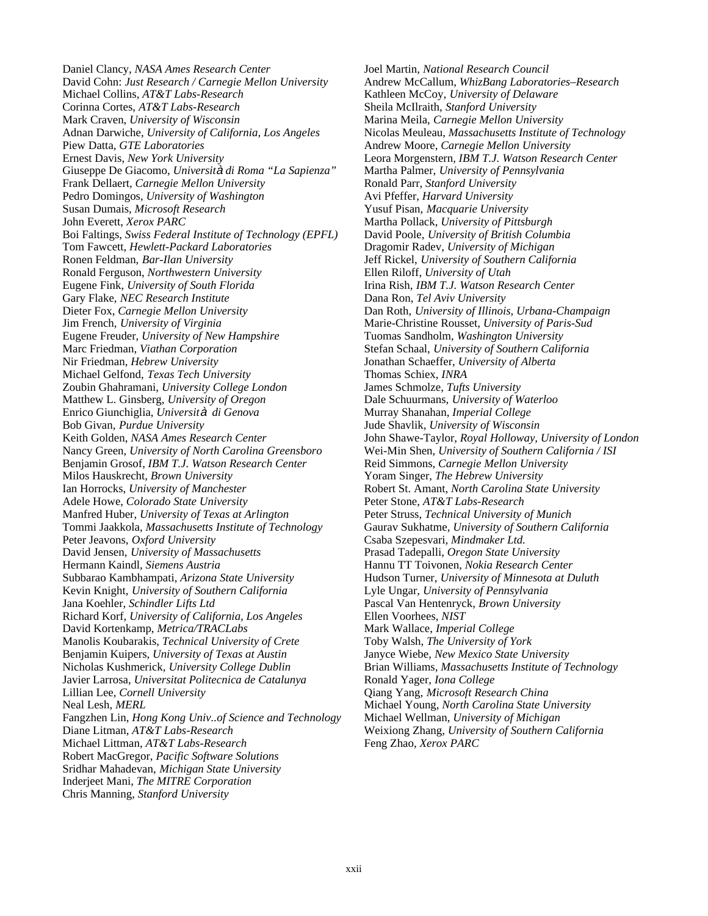Daniel Clancy, *NASA Ames Research Center*
David Cohn: *Just Research / Carnegie Mellon University*
Michael Collins, *AT&T Labs-Research*
Corinna Cortes, *AT&T Labs-Research*
Mark Craven, *University of Wisconsin*
Adnan Darwiche, *University of California, Los Angeles*
Piew Datta, *GTE Laboratories*
Ernest Davis, *New York University*
Giuseppe De Giacomo, *Università di Roma "La Sapienza"*
Frank Dellaert, *Carnegie Mellon University*
Pedro Domingos, *University of Washington*
Susan Dumais, *Microsoft Research*
John Everett, *Xerox PARC*
Boi Faltings, *Swiss Federal Institute of Technology (EPFL)*
Tom Fawcett, *Hewlett-Packard Laboratories*
Ronen Feldman, *Bar-Ilan University*
Ronald Ferguson, *Northwestern University*
Eugene Fink, *University of South Florida*
Gary Flake, *NEC Research Institute*
Dieter Fox, *Carnegie Mellon University*
Jim French, *University of Virginia*
Eugene Freuder, *University of New Hampshire*
Marc Friedman, *Viathan Corporation*
Nir Friedman, *Hebrew University*
Michael Gelfond, *Texas Tech University*
Zoubin Ghahramani, *University College London*
Matthew L. Ginsberg, *University of Oregon*
Enrico Giunchiglia, *Università di Genova*
Bob Givan, *Purdue University*
Keith Golden, *NASA Ames Research Center*
Nancy Green, *University of North Carolina Greensboro*
Benjamin Grosof, *IBM T.J. Watson Research Center*
Milos Hauskrecht, *Brown University*
Ian Horrocks, *University of Manchester*
Adele Howe, *Colorado State University*
Manfred Huber, *University of Texas at Arlington*
Tommi Jaakkola, *Massachusetts Institute of Technology*
Peter Jeavons, *Oxford University*
David Jensen, *University of Massachusetts*
Hermann Kaindl, *Siemens Austria*
Subbarao Kambhampati, *Arizona State University*
Kevin Knight, *University of Southern California*
Jana Koehler, *Schindler Lifts Ltd*
Richard Korf, *University of California, Los Angeles*
David Kortenkamp, *Metrica/TRACLabs*
Manolis Koubarakis, *Technical University of Crete*
Benjamin Kuipers, *University of Texas at Austin*
Nicholas Kushmerick, *University College Dublin*
Javier Larrosa, *Universitat Politecnica de Catalunya*
Lillian Lee, *Cornell University*
Neal Lesh, *MERL*
Fangzhen Lin, *Hong Kong Univ..of Science and Technology*
Diane Litman, *AT&T Labs-Research*
Michael Littman, *AT&T Labs-Research*
Robert MacGregor, *Pacific Software Solutions*
Sridhar Mahadevan, *Michigan State University*
Inderjeet Mani, *The MITRE Corporation*
Chris Manning, *Stanford University*
Joel Martin, *National Research Council*
Andrew McCallum, *WhizBang Laboratories–Research*
Kathleen McCoy, *University of Delaware*
Sheila McIlraith, *Stanford University*
Marina Meila, *Carnegie Mellon University*
Nicolas Meuleau, *Massachusetts Institute of Technology*
Andrew Moore, *Carnegie Mellon University*
Leora Morgenstern, *IBM T.J. Watson Research Center*
Martha Palmer, *University of Pennsylvania*
Ronald Parr, *Stanford University*
Avi Pfeffer, *Harvard University*
Yusuf Pisan, *Macquarie University*
Martha Pollack, *University of Pittsburgh*
David Poole, *University of British Columbia*
Dragomir Radev, *University of Michigan*
Jeff Rickel, *University of Southern California*
Ellen Riloff, *University of Utah*
Irina Rish, *IBM T.J. Watson Research Center*
Dana Ron, *Tel Aviv University*
Dan Roth, *University of Illinois, Urbana-Champaign*
Marie-Christine Rousset, *University of Paris-Sud*
Tuomas Sandholm, *Washington University*
Stefan Schaal, *University of Southern California*
Jonathan Schaeffer, *University of Alberta*
Thomas Schiex, *INRA*
James Schmolze, *Tufts University*
Dale Schuurmans, *University of Waterloo*
Murray Shanahan, *Imperial College*
Jude Shavlik, *University of Wisconsin*
John Shawe-Taylor, *Royal Holloway, University of London*
Wei-Min Shen, *University of Southern California / ISI*
Reid Simmons, *Carnegie Mellon University*
Yoram Singer, *The Hebrew University*
Robert St. Amant, *North Carolina State University*
Peter Stone, *AT&T Labs-Research*
Peter Struss, *Technical University of Munich*
Gaurav Sukhatme, *University of Southern California*
Csaba Szepesvari, *Mindmaker Ltd.*
Prasad Tadepalli, *Oregon State University*
Hannu TT Toivonen, *Nokia Research Center*
Hudson Turner, *University of Minnesota at Duluth*
Lyle Ungar, *University of Pennsylvania*
Pascal Van Hentenryck, *Brown University*
Ellen Voorhees, *NIST*
Mark Wallace, *Imperial College*
Toby Walsh, *The University of York*
Janyce Wiebe, *New Mexico State University*
Brian Williams, *Massachusetts Institute of Technology*
Ronald Yager, *Iona College*
Qiang Yang, *Microsoft Research China*
Michael Young, *North Carolina State University*
Michael Wellman, *University of Michigan*
Weixiong Zhang, *University of Southern California*
Feng Zhao, *Xerox PARC*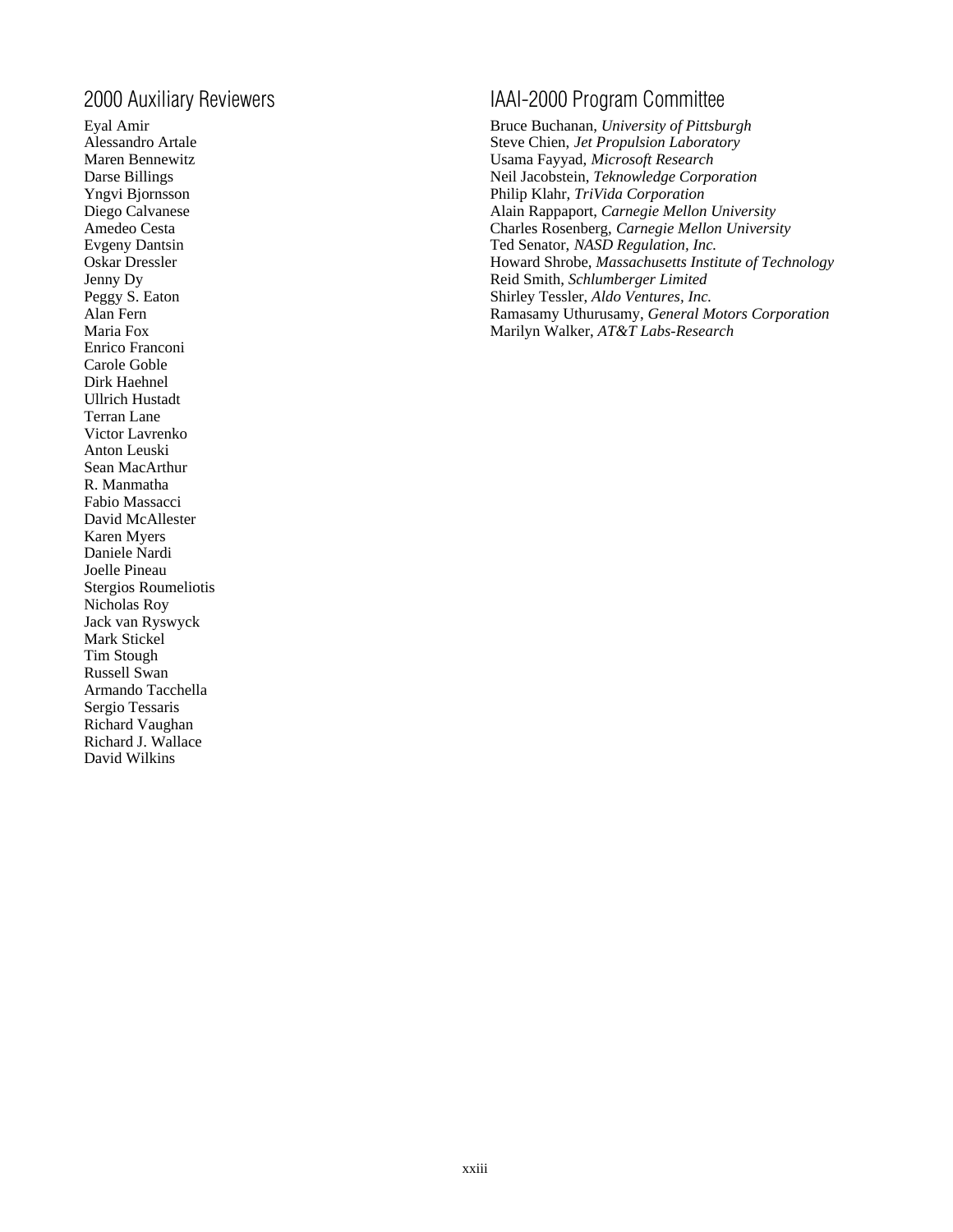## 2000 Auxiliary Reviewers

Eyal Amir
Alessandro Artale
Maren Bennewitz
Darse Billings
Yngvi Bjornsson
Diego Calvanese
Amedeo Cesta
Evgeny Dantsin
Oskar Dressler
Jenny Dy
Peggy S. Eaton
Alan Fern
Maria Fox
Enrico Franconi
Carole Goble
Dirk Haehnel
Ullrich Hustadt
Terran Lane
Victor Lavrenko
Anton Leuski
Sean MacArthur
R. Manmatha
Fabio Massacci
David McAllester
Karen Myers
Daniele Nardi
Joelle Pineau
Stergios Roumeliotis
Nicholas Roy
Jack van Ryswyck
Mark Stickel
Tim Stough
Russell Swan
Armando Tacchella
Sergio Tessaris
Richard Vaughan
Richard J. Wallace
David Wilkins

## IAAI-2000 Program Committee

Bruce Buchanan, *University of Pittsburgh*
Steve Chien, *Jet Propulsion Laboratory*
Usama Fayyad, *Microsoft Research*
Neil Jacobstein, *Teknowledge Corporation*
Philip Klahr, *TriVida Corporation*
Alain Rappaport, *Carnegie Mellon University*
Charles Rosenberg, *Carnegie Mellon University*
Ted Senator, *NASD Regulation, Inc.*
Howard Shrobe, *Massachusetts Institute of Technology*
Reid Smith, *Schlumberger Limited*
Shirley Tessler, *Aldo Ventures, Inc.*
Ramasamy Uthurusamy, *General Motors Corporation*
Marilyn Walker, *AT&T Labs-Research*